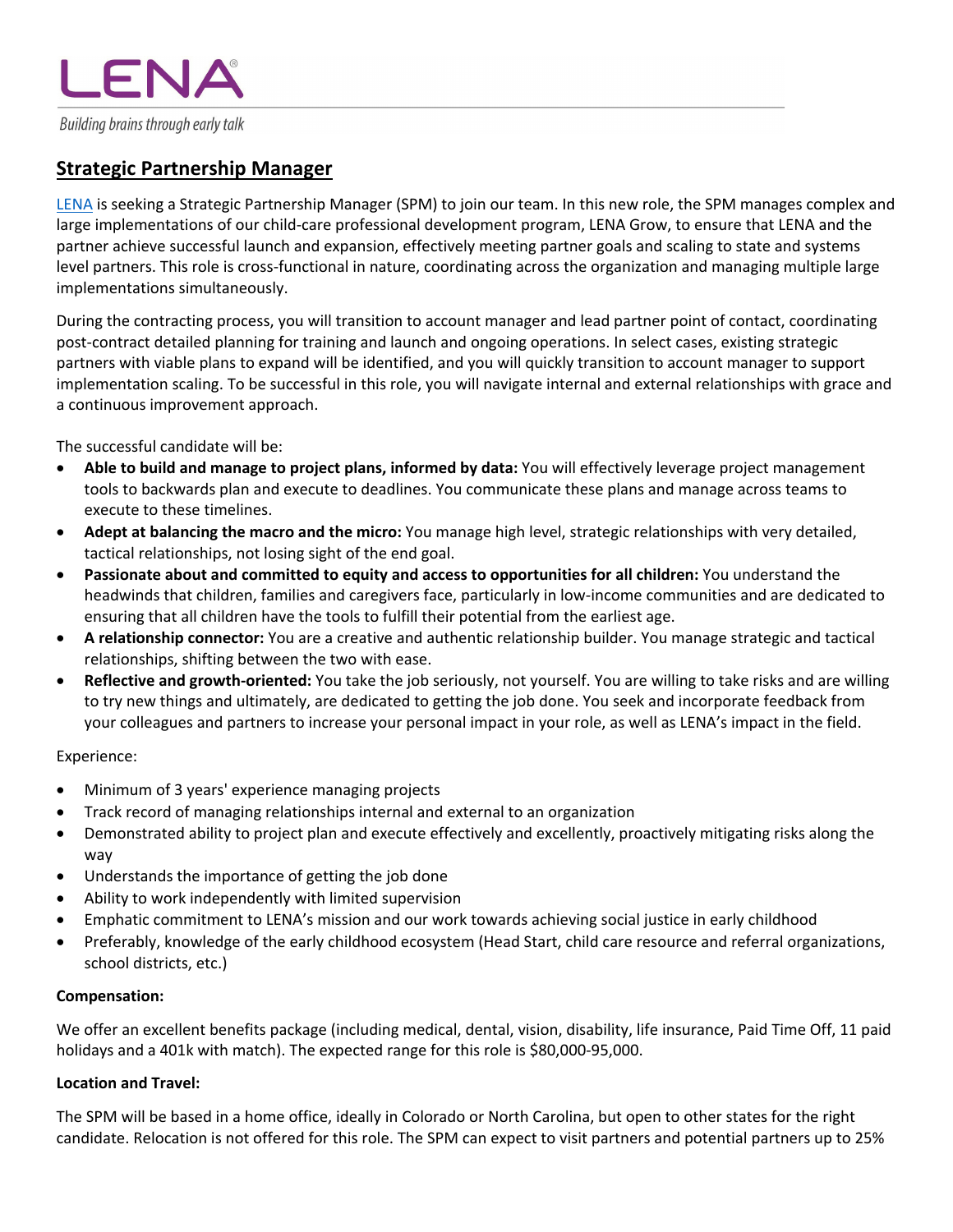LENA®

*Building brains through early talk*

## Strategic Partnership Manager

LENA is seeking a Strategic Partnership Manager (SPM) to join our team. In this new role, the SPM manages complex and large implementations of our child-care professional development program, LENA Grow, to ensure that LENA and the partner achieve successful launch and expansion, effectively meeting partner goals and scaling to state and systems level partners. This role is cross-functional in nature, coordinating across the organization and managing multiple large implementations simultaneously.

During the contracting process, you will transition to account manager and lead partner point of contact, coordinating post-contract detailed planning for training and launch and ongoing operations. In select cases, existing strategic partners with viable plans to expand will be identified, and you will quickly transition to account manager to support implementation scaling. To be successful in this role, you will navigate internal and external relationships with grace and a continuous improvement approach.

The successful candidate will be:

- **Able to build and manage to project plans, informed by data:** You will effectively leverage project management tools to backwards plan and execute to deadlines. You communicate these plans and manage across teams to execute to these timelines.
- **Adept at balancing the macro and the micro:** You manage high level, strategic relationships with very detailed, tactical relationships, not losing sight of the end goal.
- **Passionate about and committed to equity and access to opportunities for all children:** You understand the headwinds that children, families and caregivers face, particularly in low-income communities and are dedicated to ensuring that all children have the tools to fulfill their potential from the earliest age.
- **A relationship connector:** You are a creative and authentic relationship builder. You manage strategic and tactical relationships, shifting between the two with ease.
- **Reflective and growth-oriented:** You take the job seriously, not yourself. You are willing to take risks and are willing to try new things and ultimately, are dedicated to getting the job done. You seek and incorporate feedback from your colleagues and partners to increase your personal impact in your role, as well as LENA's impact in the field.

Experience:

- Minimum of 3 years' experience managing projects
- Track record of managing relationships internal and external to an organization
- Demonstrated ability to project plan and execute effectively and excellently, proactively mitigating risks along the way
- Understands the importance of getting the job done
- Ability to work independently with limited supervision
- Emphatic commitment to LENA's mission and our work towards achieving social justice in early childhood
- Preferably, knowledge of the early childhood ecosystem (Head Start, child care resource and referral organizations, school districts, etc.)

**Compensation:**

We offer an excellent benefits package (including medical, dental, vision, disability, life insurance, Paid Time Off, 11 paid holidays and a 401k with match). The expected range for this role is $80,000-95,000.

**Location and Travel:**

The SPM will be based in a home office, ideally in Colorado or North Carolina, but open to other states for the right candidate. Relocation is not offered for this role. The SPM can expect to visit partners and potential partners up to 25%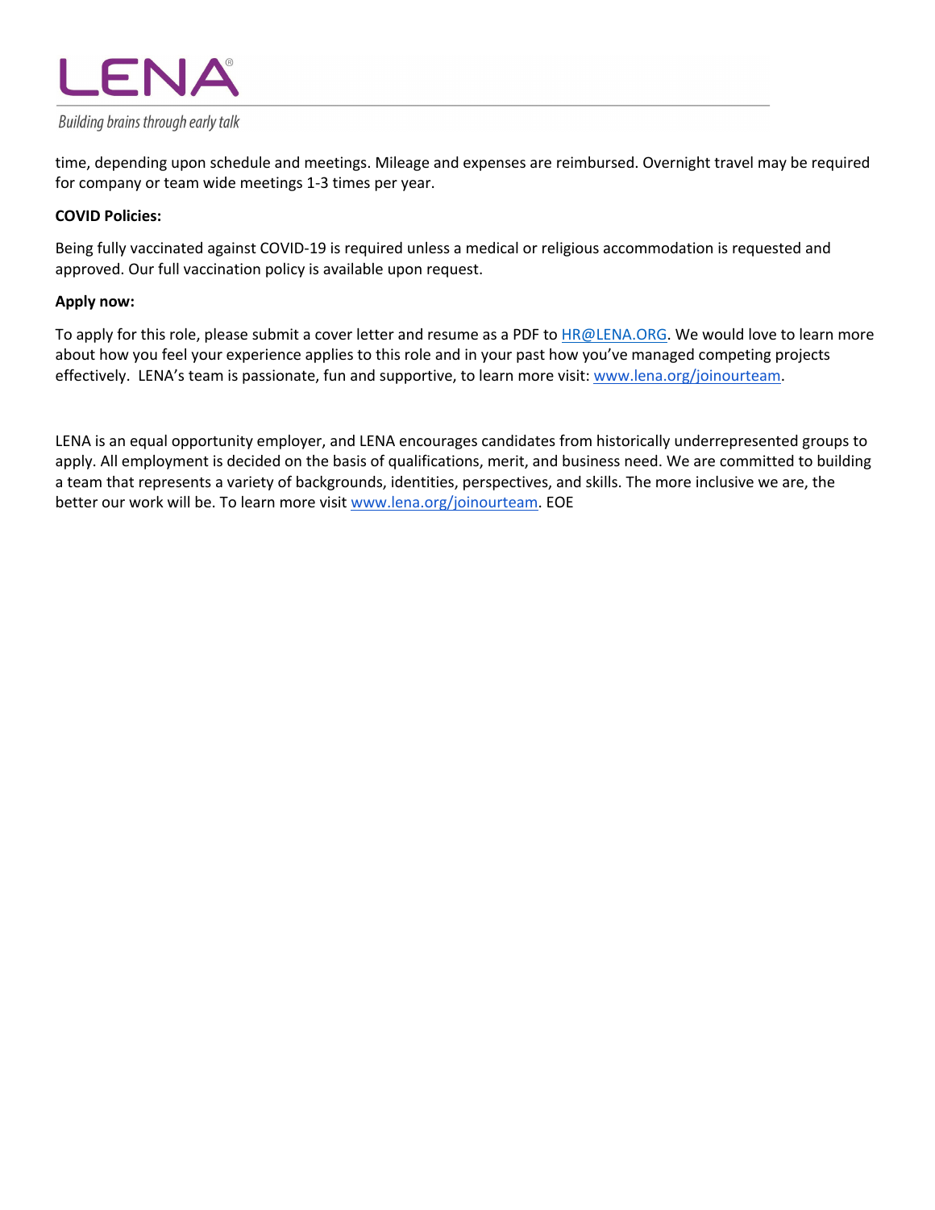time, depending upon schedule and meetings. Mileage and expenses are reimbursed. Overnight travel may be required for company or team wide meetings 1-3 times per year.

**COVID Policies:**

Being fully vaccinated against COVID-19 is required unless a medical or religious accommodation is requested and approved. Our full vaccination policy is available upon request.

**Apply now:**

To apply for this role, please submit a cover letter and resume as a PDF to [HR@LENA.ORG](mailto:HR@LENA.ORG). We would love to learn more about how you feel your experience applies to this role and in your past how you've managed competing projects effectively. LENA's team is passionate, fun and supportive, to learn more visit: [www.lena.org/joinourteam](http://www.lena.org/joinourteam).

LENA is an equal opportunity employer, and LENA encourages candidates from historically underrepresented groups to apply. All employment is decided on the basis of qualifications, merit, and business need. We are committed to building a team that represents a variety of backgrounds, identities, perspectives, and skills. The more inclusive we are, the better our work will be. To learn more visit [www.lena.org/joinourteam](http://www.lena.org/joinourteam). EOE